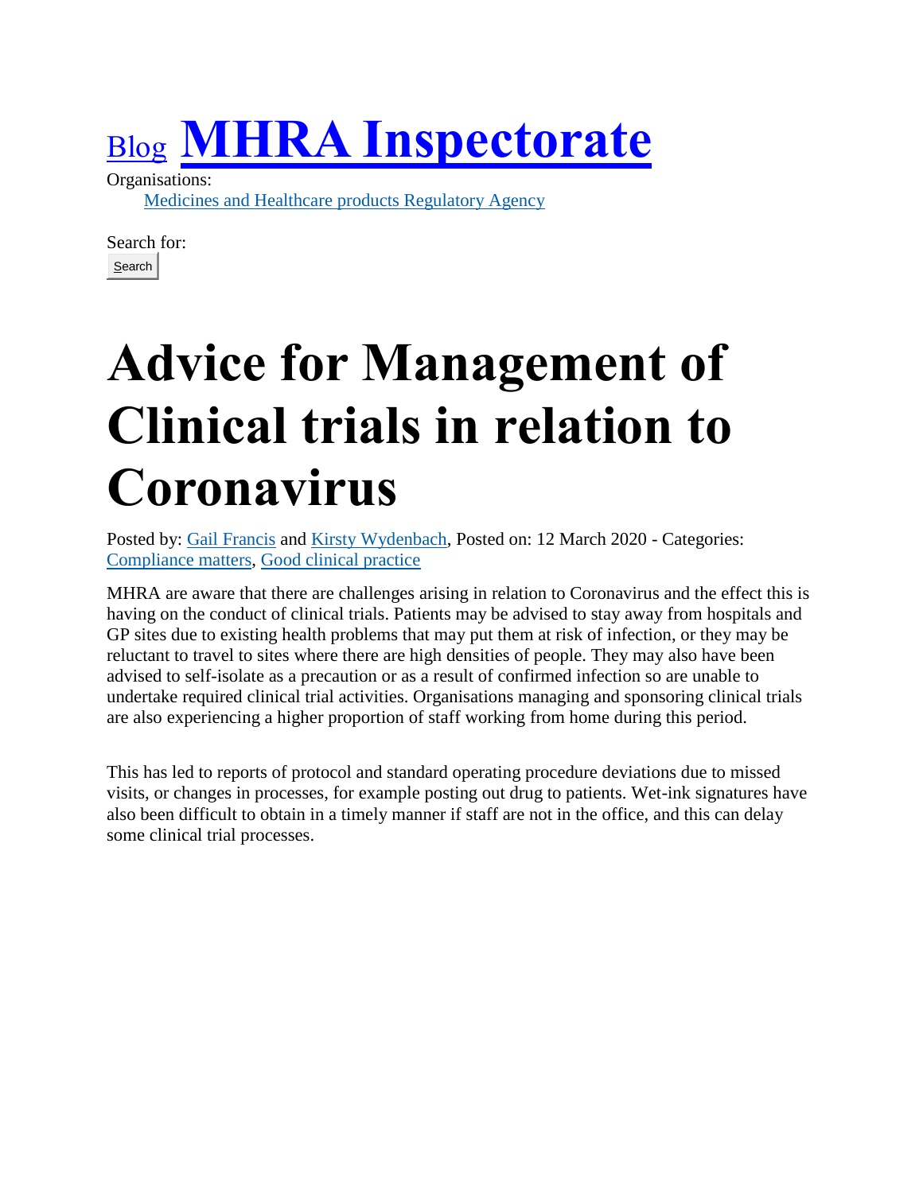Blog **MHRA Inspectorate**

Organisations:

Medicines and Healthcare products Regulatory Agency

Search for:

Search

# Advice for Management of Clinical trials in relation to Coronavirus

Posted by: Gail Francis and Kirsty Wydenbach, Posted on: 12 March 2020 - Categories: Compliance matters, Good clinical practice

MHRA are aware that there are challenges arising in relation to Coronavirus and the effect this is having on the conduct of clinical trials. Patients may be advised to stay away from hospitals and GP sites due to existing health problems that may put them at risk of infection, or they may be reluctant to travel to sites where there are high densities of people. They may also have been advised to self-isolate as a precaution or as a result of confirmed infection so are unable to undertake required clinical trial activities. Organisations managing and sponsoring clinical trials are also experiencing a higher proportion of staff working from home during this period.

This has led to reports of protocol and standard operating procedure deviations due to missed visits, or changes in processes, for example posting out drug to patients. Wet-ink signatures have also been difficult to obtain in a timely manner if staff are not in the office, and this can delay some clinical trial processes.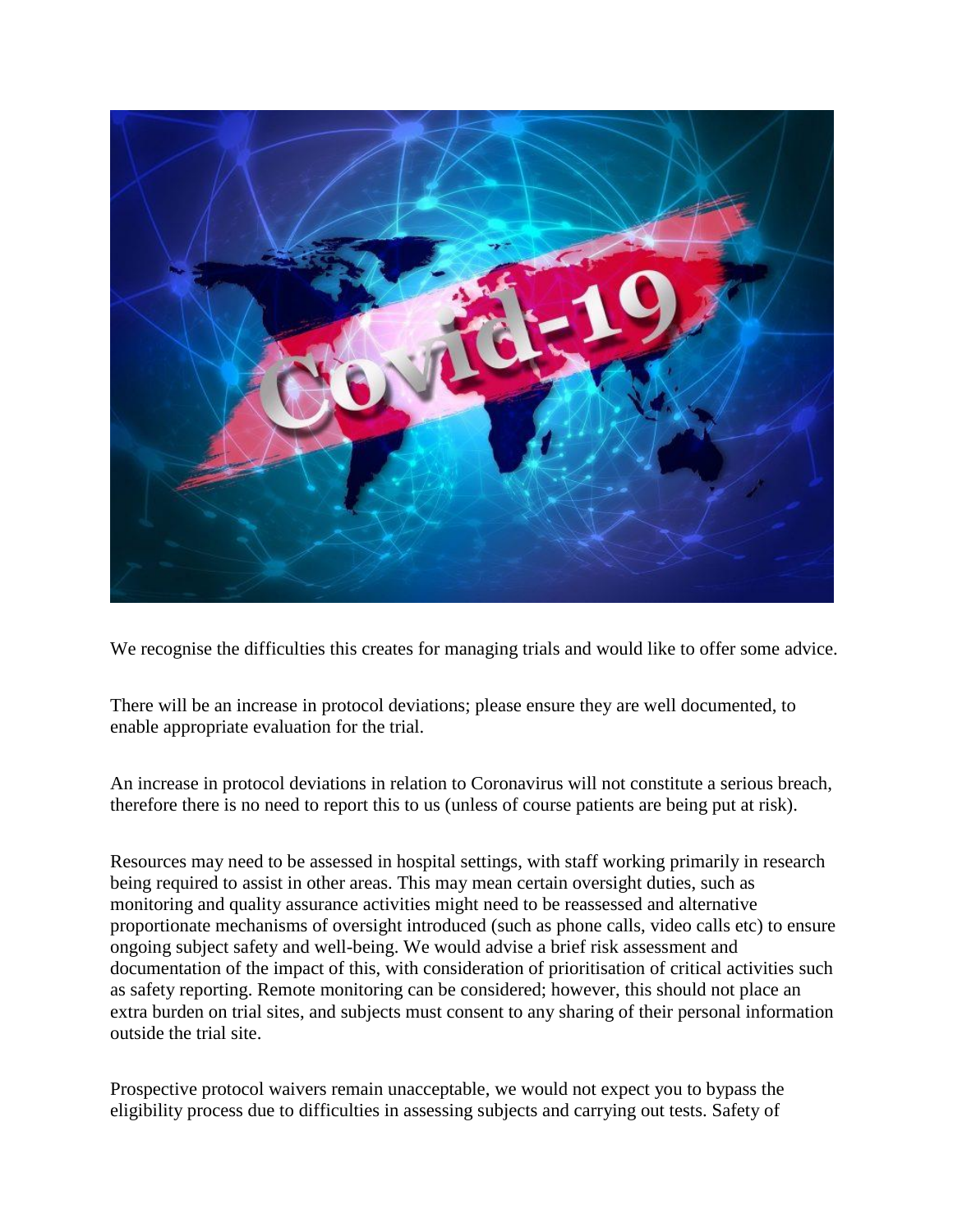We recognise the difficulties this creates for managing trials and would like to offer some advice.

There will be an increase in protocol deviations; please ensure they are well documented, to enable appropriate evaluation for the trial.

An increase in protocol deviations in relation to Coronavirus will not constitute a serious breach, therefore there is no need to report this to us (unless of course patients are being put at risk).

Resources may need to be assessed in hospital settings, with staff working primarily in research being required to assist in other areas. This may mean certain oversight duties, such as monitoring and quality assurance activities might need to be reassessed and alternative proportionate mechanisms of oversight introduced (such as phone calls, video calls etc) to ensure ongoing subject safety and well-being. We would advise a brief risk assessment and documentation of the impact of this, with consideration of prioritisation of critical activities such as safety reporting. Remote monitoring can be considered; however, this should not place an extra burden on trial sites, and subjects must consent to any sharing of their personal information outside the trial site.

Prospective protocol waivers remain unacceptable, we would not expect you to bypass the eligibility process due to difficulties in assessing subjects and carrying out tests. Safety of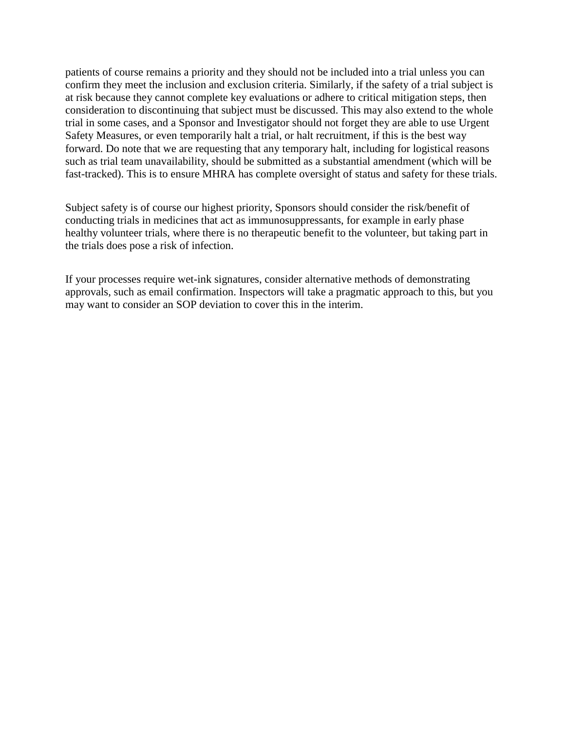patients of course remains a priority and they should not be included into a trial unless you can confirm they meet the inclusion and exclusion criteria. Similarly, if the safety of a trial subject is at risk because they cannot complete key evaluations or adhere to critical mitigation steps, then consideration to discontinuing that subject must be discussed. This may also extend to the whole trial in some cases, and a Sponsor and Investigator should not forget they are able to use Urgent Safety Measures, or even temporarily halt a trial, or halt recruitment, if this is the best way forward. Do note that we are requesting that any temporary halt, including for logistical reasons such as trial team unavailability, should be submitted as a substantial amendment (which will be fast-tracked). This is to ensure MHRA has complete oversight of status and safety for these trials.

Subject safety is of course our highest priority, Sponsors should consider the risk/benefit of conducting trials in medicines that act as immunosuppressants, for example in early phase healthy volunteer trials, where there is no therapeutic benefit to the volunteer, but taking part in the trials does pose a risk of infection.

If your processes require wet-ink signatures, consider alternative methods of demonstrating approvals, such as email confirmation. Inspectors will take a pragmatic approach to this, but you may want to consider an SOP deviation to cover this in the interim.